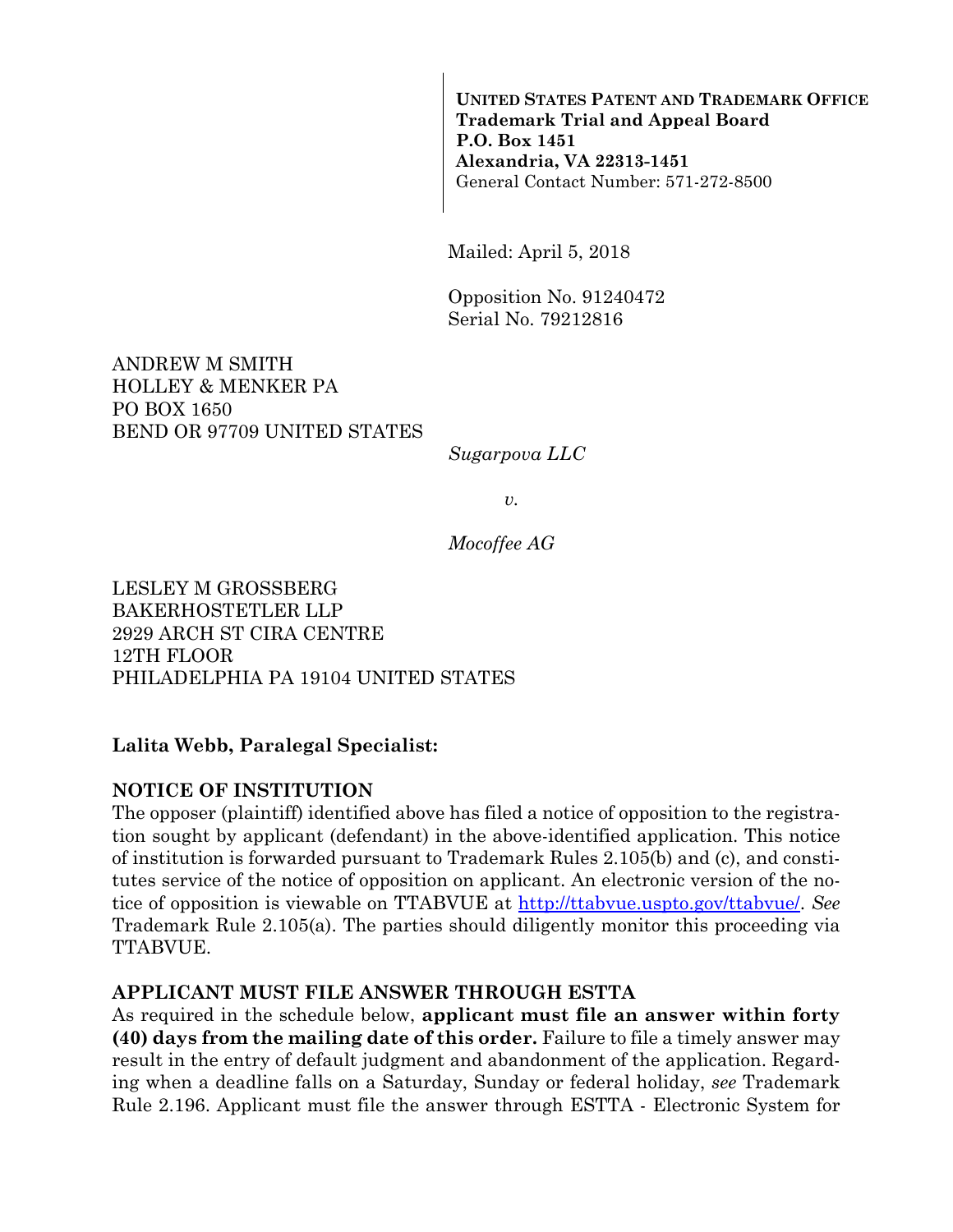**UNITED STATES PATENT AND TRADEMARK OFFICE**
**Trademark Trial and Appeal Board**
**P.O. Box 1451**
**Alexandria, VA 22313-1451**
General Contact Number: 571-272-8500

Mailed: April 5, 2018

Opposition No. 91240472
Serial No. 79212816

ANDREW M SMITH
HOLLEY & MENKER PA
PO BOX 1650
BEND OR 97709 UNITED STATES

*Sugarpova LLC*

*v.*

*Mocoffee AG*

LESLEY M GROSSBERG
BAKERHOSTETLER LLP
2929 ARCH ST CIRA CENTRE
12TH FLOOR
PHILADELPHIA PA 19104 UNITED STATES

**Lalita Webb, Paralegal Specialist:**

**NOTICE OF INSTITUTION**

The opposer (plaintiff) identified above has filed a notice of opposition to the registration sought by applicant (defendant) in the above-identified application. This notice of institution is forwarded pursuant to Trademark Rules 2.105(b) and (c), and constitutes service of the notice of opposition on applicant. An electronic version of the notice of opposition is viewable on TTABVUE at http://ttabvue.uspto.gov/ttabvue/. *See* Trademark Rule 2.105(a). The parties should diligently monitor this proceeding via TTABVUE.

**APPLICANT MUST FILE ANSWER THROUGH ESTTA**

As required in the schedule below, **applicant must file an answer within forty (40) days from the mailing date of this order.** Failure to file a timely answer may result in the entry of default judgment and abandonment of the application. Regarding when a deadline falls on a Saturday, Sunday or federal holiday, *see* Trademark Rule 2.196. Applicant must file the answer through ESTTA - Electronic System for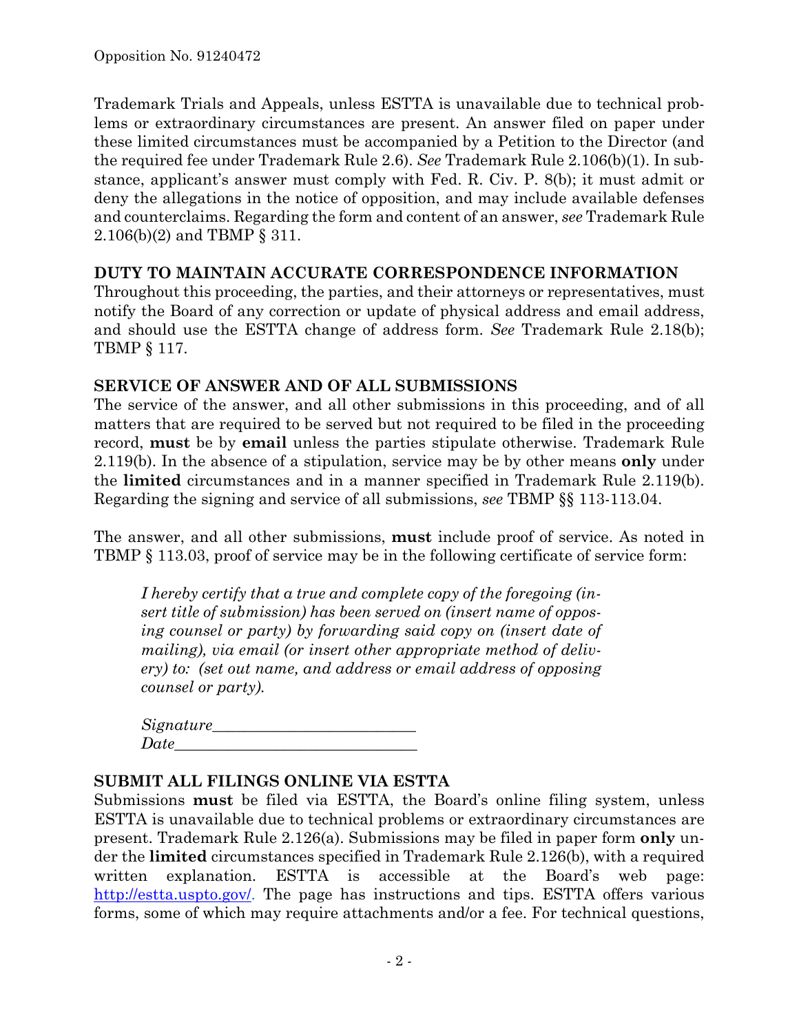Trademark Trials and Appeals, unless ESTTA is unavailable due to technical problems or extraordinary circumstances are present. An answer filed on paper under these limited circumstances must be accompanied by a Petition to the Director (and the required fee under Trademark Rule 2.6). *See* Trademark Rule 2.106(b)(1). In substance, applicant's answer must comply with Fed. R. Civ. P. 8(b); it must admit or deny the allegations in the notice of opposition, and may include available defenses and counterclaims. Regarding the form and content of an answer, *see* Trademark Rule 2.106(b)(2) and TBMP § 311.

## DUTY TO MAINTAIN ACCURATE CORRESPONDENCE INFORMATION

Throughout this proceeding, the parties, and their attorneys or representatives, must notify the Board of any correction or update of physical address and email address, and should use the ESTTA change of address form. *See* Trademark Rule 2.18(b); TBMP § 117.

## SERVICE OF ANSWER AND OF ALL SUBMISSIONS

The service of the answer, and all other submissions in this proceeding, and of all matters that are required to be served but not required to be filed in the proceeding record, **must** be by **email** unless the parties stipulate otherwise. Trademark Rule 2.119(b). In the absence of a stipulation, service may be by other means **only** under the **limited** circumstances and in a manner specified in Trademark Rule 2.119(b). Regarding the signing and service of all submissions, *see* TBMP §§ 113-113.04.

The answer, and all other submissions, **must** include proof of service. As noted in TBMP § 113.03, proof of service may be in the following certificate of service form:

> *I hereby certify that a true and complete copy of the foregoing (insert title of submission) has been served on (insert name of opposing counsel or party) by forwarding said copy on (insert date of mailing), via email (or insert other appropriate method of delivery) to: (set out name, and address or email address of opposing counsel or party).*
>
> *Signature*_________________________
> *Date*______________________________

## SUBMIT ALL FILINGS ONLINE VIA ESTTA

Submissions **must** be filed via ESTTA, the Board's online filing system, unless ESTTA is unavailable due to technical problems or extraordinary circumstances are present. Trademark Rule 2.126(a). Submissions may be filed in paper form **only** under the **limited** circumstances specified in Trademark Rule 2.126(b), with a required written explanation. ESTTA is accessible at the Board's web page: http://estta.uspto.gov/. The page has instructions and tips. ESTTA offers various forms, some of which may require attachments and/or a fee. For technical questions,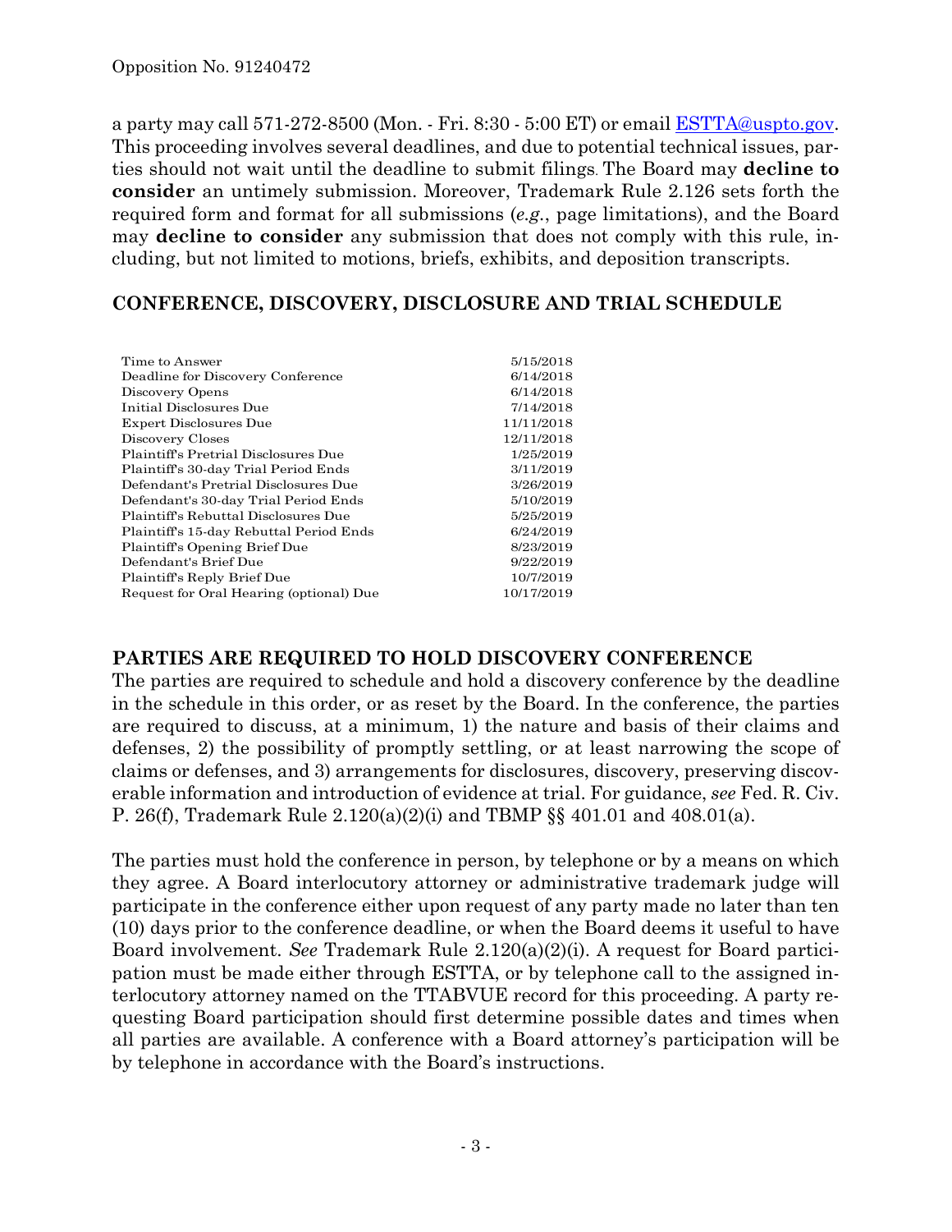a party may call 571-272-8500 (Mon. - Fri. 8:30 - 5:00 ET) or email [ESTTA@uspto.gov](mailto:ESTTA@uspto.gov). This proceeding involves several deadlines, and due to potential technical issues, parties should not wait until the deadline to submit filings. The Board may **decline to consider** an untimely submission. Moreover, Trademark Rule 2.126 sets forth the required form and format for all submissions (*e.g.*, page limitations), and the Board may **decline to consider** any submission that does not comply with this rule, including, but not limited to motions, briefs, exhibits, and deposition transcripts.

## CONFERENCE, DISCOVERY, DISCLOSURE AND TRIAL SCHEDULE

| | |
|---|---|
| Time to Answer | 5/15/2018 |
| Deadline for Discovery Conference | 6/14/2018 |
| Discovery Opens | 6/14/2018 |
| Initial Disclosures Due | 7/14/2018 |
| Expert Disclosures Due | 11/11/2018 |
| Discovery Closes | 12/11/2018 |
| Plaintiff's Pretrial Disclosures Due | 1/25/2019 |
| Plaintiff's 30-day Trial Period Ends | 3/11/2019 |
| Defendant's Pretrial Disclosures Due | 3/26/2019 |
| Defendant's 30-day Trial Period Ends | 5/10/2019 |
| Plaintiff's Rebuttal Disclosures Due | 5/25/2019 |
| Plaintiff's 15-day Rebuttal Period Ends | 6/24/2019 |
| Plaintiff's Opening Brief Due | 8/23/2019 |
| Defendant's Brief Due | 9/22/2019 |
| Plaintiff's Reply Brief Due | 10/7/2019 |
| Request for Oral Hearing (optional) Due | 10/17/2019 |

## PARTIES ARE REQUIRED TO HOLD DISCOVERY CONFERENCE

The parties are required to schedule and hold a discovery conference by the deadline in the schedule in this order, or as reset by the Board. In the conference, the parties are required to discuss, at a minimum, 1) the nature and basis of their claims and defenses, 2) the possibility of promptly settling, or at least narrowing the scope of claims or defenses, and 3) arrangements for disclosures, discovery, preserving discoverable information and introduction of evidence at trial. For guidance, *see* Fed. R. Civ. P. 26(f), Trademark Rule 2.120(a)(2)(i) and TBMP §§ 401.01 and 408.01(a).

The parties must hold the conference in person, by telephone or by a means on which they agree. A Board interlocutory attorney or administrative trademark judge will participate in the conference either upon request of any party made no later than ten (10) days prior to the conference deadline, or when the Board deems it useful to have Board involvement. *See* Trademark Rule 2.120(a)(2)(i). A request for Board participation must be made either through ESTTA, or by telephone call to the assigned interlocutory attorney named on the TTABVUE record for this proceeding. A party requesting Board participation should first determine possible dates and times when all parties are available. A conference with a Board attorney's participation will be by telephone in accordance with the Board's instructions.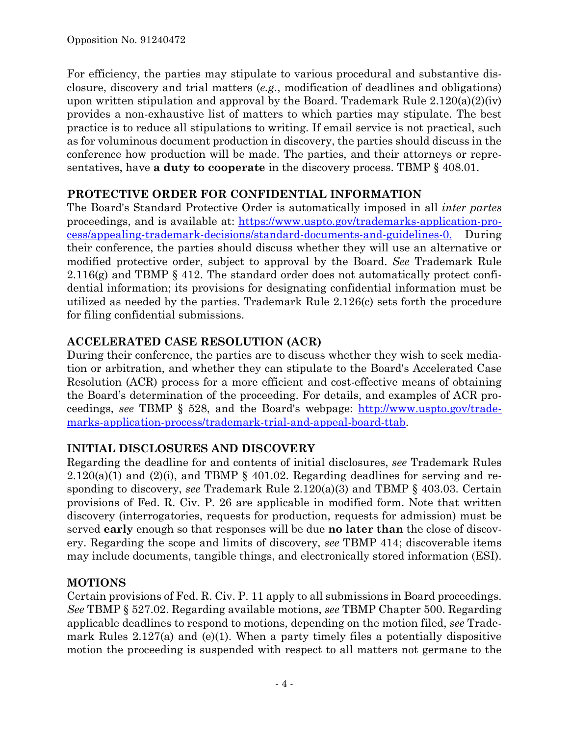For efficiency, the parties may stipulate to various procedural and substantive disclosure, discovery and trial matters (*e.g.*, modification of deadlines and obligations) upon written stipulation and approval by the Board. Trademark Rule 2.120(a)(2)(iv) provides a non-exhaustive list of matters to which parties may stipulate. The best practice is to reduce all stipulations to writing. If email service is not practical, such as for voluminous document production in discovery, the parties should discuss in the conference how production will be made. The parties, and their attorneys or representatives, have **a duty to cooperate** in the discovery process. TBMP § 408.01.

## PROTECTIVE ORDER FOR CONFIDENTIAL INFORMATION

The Board's Standard Protective Order is automatically imposed in all *inter partes* proceedings, and is available at: [https://www.uspto.gov/trademarks-application-process/appealing-trademark-decisions/standard-documents-and-guidelines-0.](https://www.uspto.gov/trademarks-application-process/appealing-trademark-decisions/standard-documents-and-guidelines-0) During their conference, the parties should discuss whether they will use an alternative or modified protective order, subject to approval by the Board. *See* Trademark Rule 2.116(g) and TBMP § 412. The standard order does not automatically protect confidential information; its provisions for designating confidential information must be utilized as needed by the parties. Trademark Rule 2.126(c) sets forth the procedure for filing confidential submissions.

## ACCELERATED CASE RESOLUTION (ACR)

During their conference, the parties are to discuss whether they wish to seek mediation or arbitration, and whether they can stipulate to the Board's Accelerated Case Resolution (ACR) process for a more efficient and cost-effective means of obtaining the Board's determination of the proceeding. For details, and examples of ACR proceedings, *see* TBMP § 528, and the Board's webpage: [http://www.uspto.gov/trademarks-application-process/trademark-trial-and-appeal-board-ttab](http://www.uspto.gov/trademarks-application-process/trademark-trial-and-appeal-board-ttab).

## INITIAL DISCLOSURES AND DISCOVERY

Regarding the deadline for and contents of initial disclosures, *see* Trademark Rules 2.120(a)(1) and (2)(i), and TBMP § 401.02. Regarding deadlines for serving and responding to discovery, *see* Trademark Rule 2.120(a)(3) and TBMP § 403.03. Certain provisions of Fed. R. Civ. P. 26 are applicable in modified form. Note that written discovery (interrogatories, requests for production, requests for admission) must be served **early** enough so that responses will be due **no later than** the close of discovery. Regarding the scope and limits of discovery, *see* TBMP 414; discoverable items may include documents, tangible things, and electronically stored information (ESI).

## MOTIONS

Certain provisions of Fed. R. Civ. P. 11 apply to all submissions in Board proceedings. *See* TBMP § 527.02. Regarding available motions, *see* TBMP Chapter 500. Regarding applicable deadlines to respond to motions, depending on the motion filed, *see* Trademark Rules 2.127(a) and (e)(1). When a party timely files a potentially dispositive motion the proceeding is suspended with respect to all matters not germane to the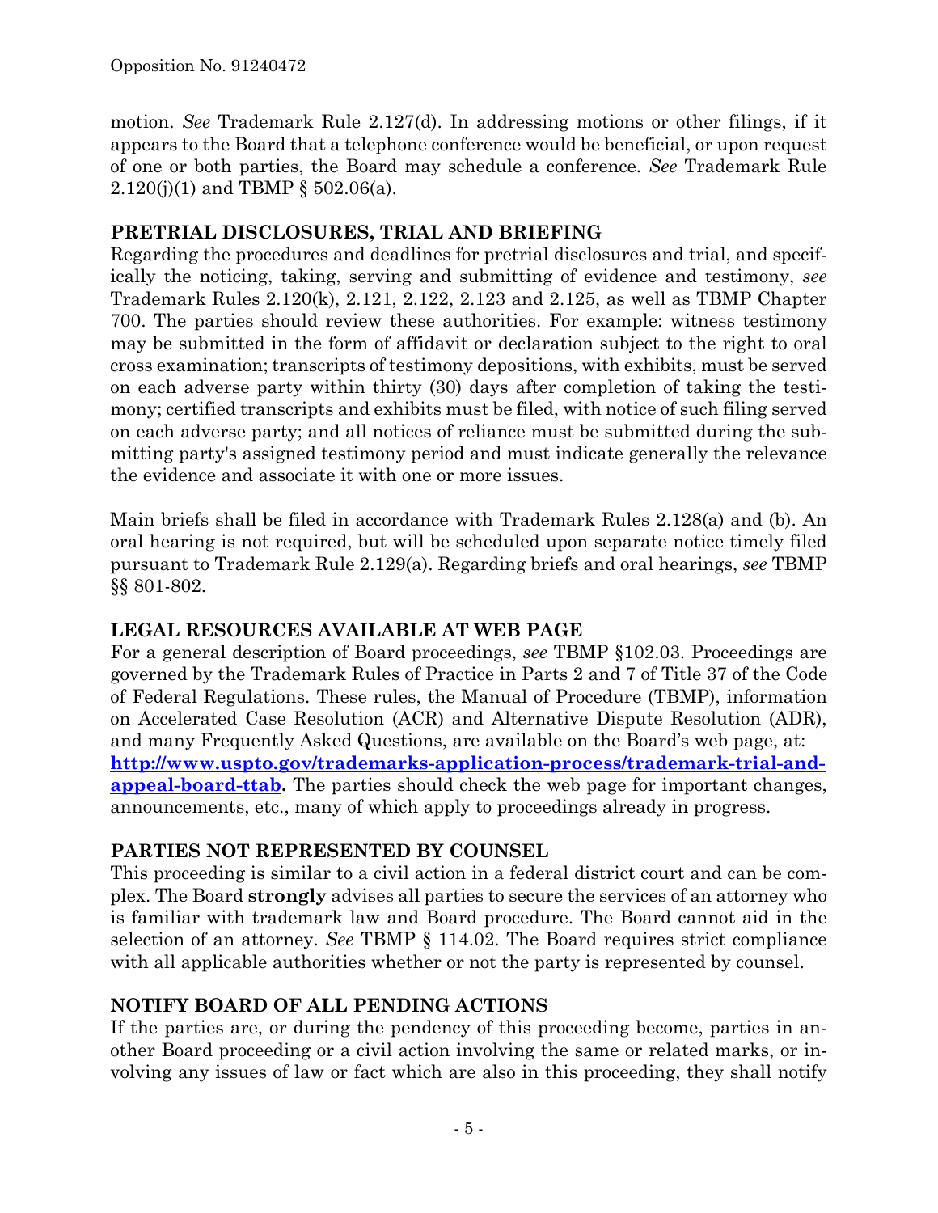motion. *See* Trademark Rule 2.127(d). In addressing motions or other filings, if it appears to the Board that a telephone conference would be beneficial, or upon request of one or both parties, the Board may schedule a conference. *See* Trademark Rule 2.120(j)(1) and TBMP § 502.06(a).

## PRETRIAL DISCLOSURES, TRIAL AND BRIEFING

Regarding the procedures and deadlines for pretrial disclosures and trial, and specifically the noticing, taking, serving and submitting of evidence and testimony, *see* Trademark Rules 2.120(k), 2.121, 2.122, 2.123 and 2.125, as well as TBMP Chapter 700. The parties should review these authorities. For example: witness testimony may be submitted in the form of affidavit or declaration subject to the right to oral cross examination; transcripts of testimony depositions, with exhibits, must be served on each adverse party within thirty (30) days after completion of taking the testimony; certified transcripts and exhibits must be filed, with notice of such filing served on each adverse party; and all notices of reliance must be submitted during the submitting party's assigned testimony period and must indicate generally the relevance the evidence and associate it with one or more issues.

Main briefs shall be filed in accordance with Trademark Rules 2.128(a) and (b). An oral hearing is not required, but will be scheduled upon separate notice timely filed pursuant to Trademark Rule 2.129(a). Regarding briefs and oral hearings, *see* TBMP §§ 801-802.

## LEGAL RESOURCES AVAILABLE AT WEB PAGE

For a general description of Board proceedings, *see* TBMP §102.03. Proceedings are governed by the Trademark Rules of Practice in Parts 2 and 7 of Title 37 of the Code of Federal Regulations. These rules, the Manual of Procedure (TBMP), information on Accelerated Case Resolution (ACR) and Alternative Dispute Resolution (ADR), and many Frequently Asked Questions, are available on the Board's web page, at: **http://www.uspto.gov/trademarks-application-process/trademark-trial-and-appeal-board-ttab.** The parties should check the web page for important changes, announcements, etc., many of which apply to proceedings already in progress.

## PARTIES NOT REPRESENTED BY COUNSEL

This proceeding is similar to a civil action in a federal district court and can be complex. The Board **strongly** advises all parties to secure the services of an attorney who is familiar with trademark law and Board procedure. The Board cannot aid in the selection of an attorney. *See* TBMP § 114.02. The Board requires strict compliance with all applicable authorities whether or not the party is represented by counsel.

## NOTIFY BOARD OF ALL PENDING ACTIONS

If the parties are, or during the pendency of this proceeding become, parties in another Board proceeding or a civil action involving the same or related marks, or involving any issues of law or fact which are also in this proceeding, they shall notify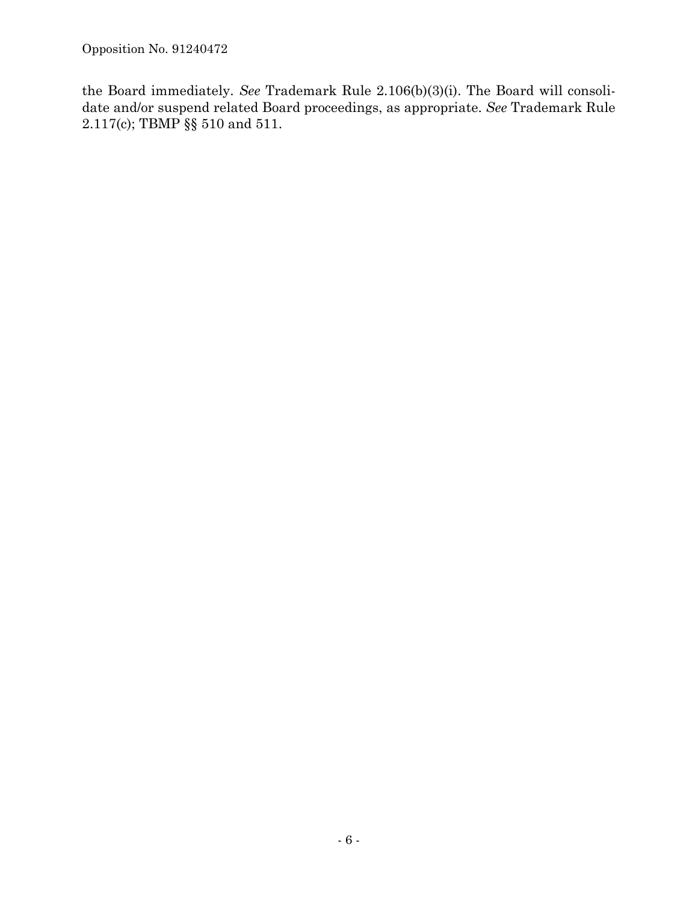the Board immediately. *See* Trademark Rule 2.106(b)(3)(i). The Board will consolidate and/or suspend related Board proceedings, as appropriate. *See* Trademark Rule 2.117(c); TBMP §§ 510 and 511.